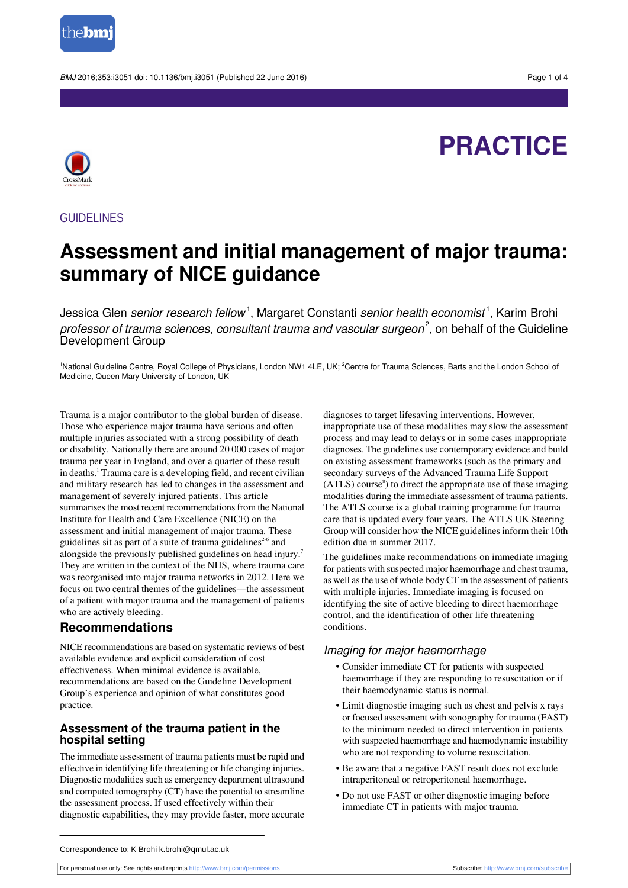PRACTICE

GUIDELINES

# Assessment and initial management of major trauma: summary of NICE guidance

Jessica Glen *senior research fellow*[1], Margaret Constanti *senior health economist*[1], Karim Brohi *professor of trauma sciences, consultant trauma and vascular surgeon*[2], on behalf of the Guideline Development Group

[1]National Guideline Centre, Royal College of Physicians, London NW1 4LE, UK; [2]Centre for Trauma Sciences, Barts and the London School of Medicine, Queen Mary University of London, UK

Trauma is a major contributor to the global burden of disease. Those who experience major trauma have serious and often multiple injuries associated with a strong possibility of death or disability. Nationally there are around 20 000 cases of major trauma per year in England, and over a quarter of these result in deaths.[1] Trauma care is a developing field, and recent civilian and military research has led to changes in the assessment and management of severely injured patients. This article summarises the most recent recommendations from the National Institute for Health and Care Excellence (NICE) on the assessment and initial management of major trauma. These guidelines sit as part of a suite of trauma guidelines[2-6] and alongside the previously published guidelines on head injury.[7] They are written in the context of the NHS, where trauma care was reorganised into major trauma networks in 2012. Here we focus on two central themes of the guidelines—the assessment of a patient with major trauma and the management of patients who are actively bleeding.

## Recommendations

NICE recommendations are based on systematic reviews of best available evidence and explicit consideration of cost effectiveness. When minimal evidence is available, recommendations are based on the Guideline Development Group's experience and opinion of what constitutes good practice.

### Assessment of the trauma patient in the hospital setting

The immediate assessment of trauma patients must be rapid and effective in identifying life threatening or life changing injuries. Diagnostic modalities such as emergency department ultrasound and computed tomography (CT) have the potential to streamline the assessment process. If used effectively within their diagnostic capabilities, they may provide faster, more accurate diagnoses to target lifesaving interventions. However, inappropriate use of these modalities may slow the assessment process and may lead to delays or in some cases inappropriate diagnoses. The guidelines use contemporary evidence and build on existing assessment frameworks (such as the primary and secondary surveys of the Advanced Trauma Life Support (ATLS) course[8]) to direct the appropriate use of these imaging modalities during the immediate assessment of trauma patients. The ATLS course is a global training programme for trauma care that is updated every four years. The ATLS UK Steering Group will consider how the NICE guidelines inform their 10th edition due in summer 2017.

The guidelines make recommendations on immediate imaging for patients with suspected major haemorrhage and chest trauma, as well as the use of whole body CT in the assessment of patients with multiple injuries. Immediate imaging is focused on identifying the site of active bleeding to direct haemorrhage control, and the identification of other life threatening conditions.

### *Imaging for major haemorrhage*

- Consider immediate CT for patients with suspected haemorrhage if they are responding to resuscitation or if their haemodynamic status is normal.
- Limit diagnostic imaging such as chest and pelvis x rays or focused assessment with sonography for trauma (FAST) to the minimum needed to direct intervention in patients with suspected haemorrhage and haemodynamic instability who are not responding to volume resuscitation.
- Be aware that a negative FAST result does not exclude intraperitoneal or retroperitoneal haemorrhage.
- Do not use FAST or other diagnostic imaging before immediate CT in patients with major trauma.

Correspondence to: K Brohi k.brohi@qmul.ac.uk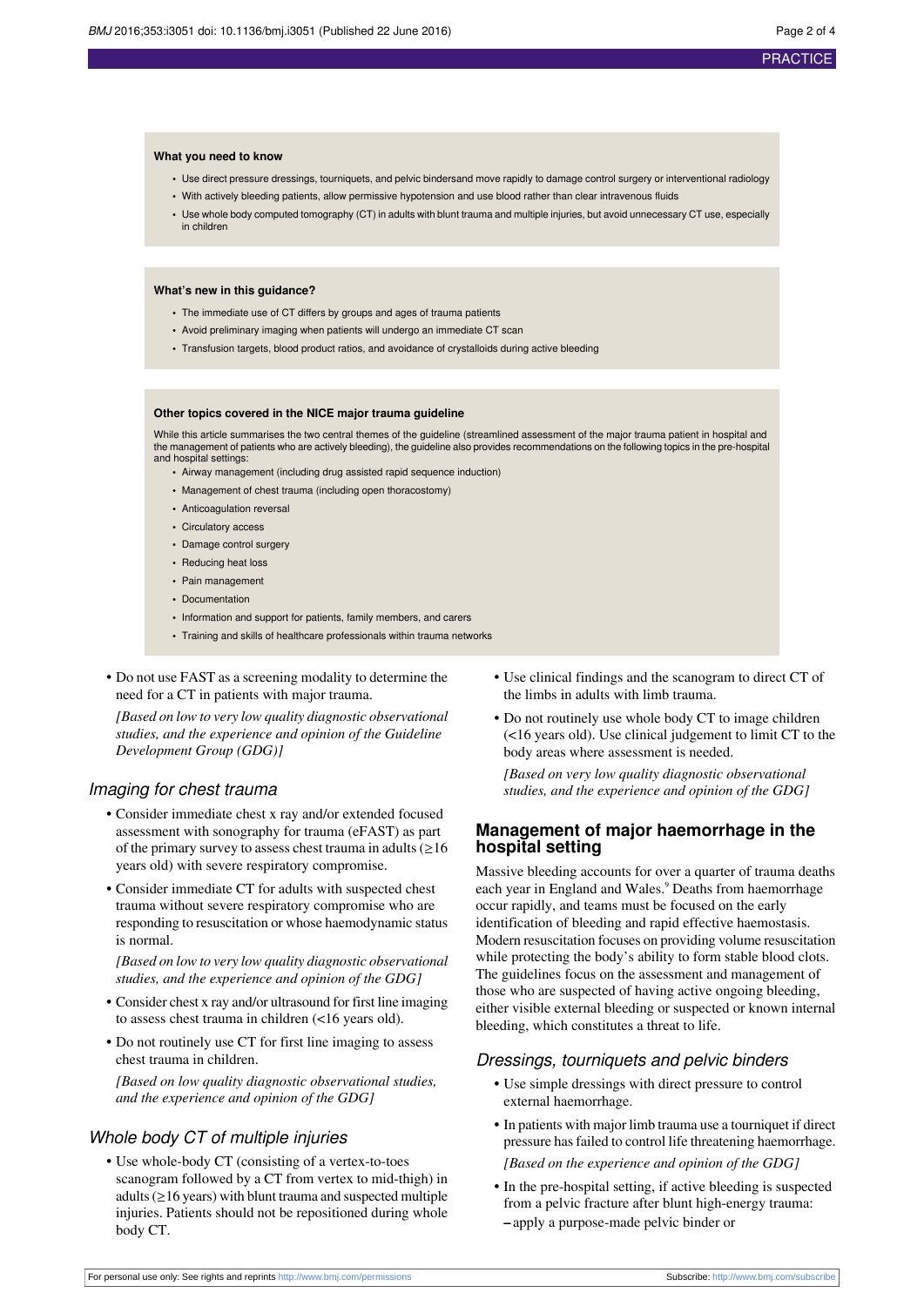**What you need to know**

- Use direct pressure dressings, tourniquets, and pelvic bindersand move rapidly to damage control surgery or interventional radiology
- With actively bleeding patients, allow permissive hypotension and use blood rather than clear intravenous fluids
- Use whole body computed tomography (CT) in adults with blunt trauma and multiple injuries, but avoid unnecessary CT use, especially in children

**What's new in this guidance?**

- The immediate use of CT differs by groups and ages of trauma patients
- Avoid preliminary imaging when patients will undergo an immediate CT scan
- Transfusion targets, blood product ratios, and avoidance of crystalloids during active bleeding

**Other topics covered in the NICE major trauma guideline**

While this article summarises the two central themes of the guideline (streamlined assessment of the major trauma patient in hospital and the management of patients who are actively bleeding), the guideline also provides recommendations on the following topics in the pre-hospital and hospital settings:

- Airway management (including drug assisted rapid sequence induction)
- Management of chest trauma (including open thoracostomy)
- Anticoagulation reversal
- Circulatory access
- Damage control surgery
- Reducing heat loss
- Pain management
- Documentation
- Information and support for patients, family members, and carers
- Training and skills of healthcare professionals within trauma networks

- Do not use FAST as a screening modality to determine the need for a CT in patients with major trauma.

  *[Based on low to very low quality diagnostic observational studies, and the experience and opinion of the Guideline Development Group (GDG)]*

### Imaging for chest trauma

- Consider immediate chest x ray and/or extended focused assessment with sonography for trauma (eFAST) as part of the primary survey to assess chest trauma in adults (≥16 years old) with severe respiratory compromise.
- Consider immediate CT for adults with suspected chest trauma without severe respiratory compromise who are responding to resuscitation or whose haemodynamic status is normal.

  *[Based on low to very low quality diagnostic observational studies, and the experience and opinion of the GDG]*

- Consider chest x ray and/or ultrasound for first line imaging to assess chest trauma in children (<16 years old).
- Do not routinely use CT for first line imaging to assess chest trauma in children.

  *[Based on low quality diagnostic observational studies, and the experience and opinion of the GDG]*

### Whole body CT of multiple injuries

- Use whole-body CT (consisting of a vertex-to-toes scanogram followed by a CT from vertex to mid-thigh) in adults (≥16 years) with blunt trauma and suspected multiple injuries. Patients should not be repositioned during whole body CT.
- Use clinical findings and the scanogram to direct CT of the limbs in adults with limb trauma.
- Do not routinely use whole body CT to image children (<16 years old). Use clinical judgement to limit CT to the body areas where assessment is needed.

  *[Based on very low quality diagnostic observational studies, and the experience and opinion of the GDG]*

## Management of major haemorrhage in the hospital setting

Massive bleeding accounts for over a quarter of trauma deaths each year in England and Wales.[9] Deaths from haemorrhage occur rapidly, and teams must be focused on the early identification of bleeding and rapid effective haemostasis. Modern resuscitation focuses on providing volume resuscitation while protecting the body's ability to form stable blood clots. The guidelines focus on the assessment and management of those who are suspected of having active ongoing bleeding, either visible external bleeding or suspected or known internal bleeding, which constitutes a threat to life.

### Dressings, tourniquets and pelvic binders

- Use simple dressings with direct pressure to control external haemorrhage.
- In patients with major limb trauma use a tourniquet if direct pressure has failed to control life threatening haemorrhage.

  *[Based on the experience and opinion of the GDG]*

- In the pre-hospital setting, if active bleeding is suspected from a pelvic fracture after blunt high-energy trauma:
  – apply a purpose-made pelvic binder or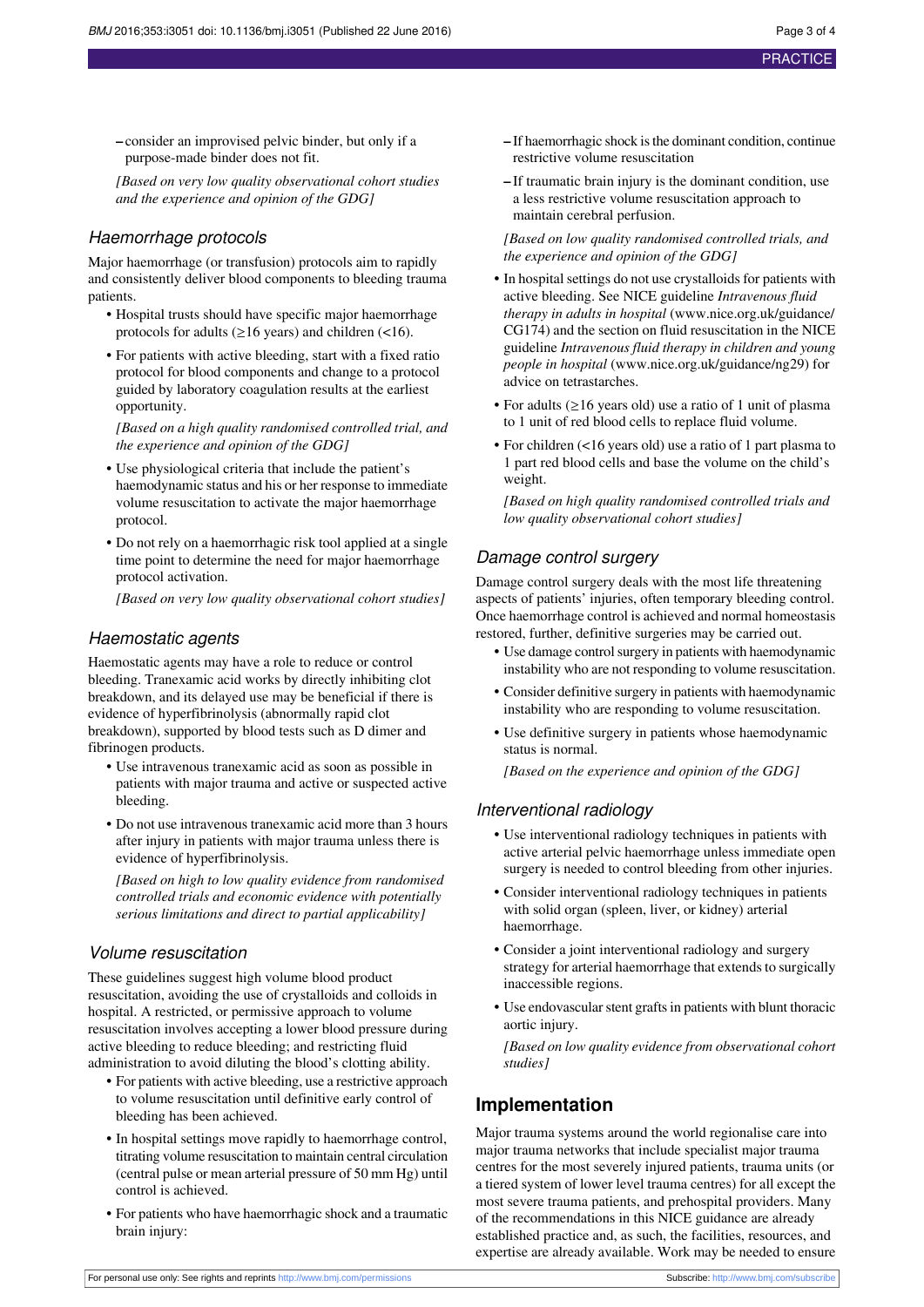– consider an improvised pelvic binder, but only if a purpose-made binder does not fit.

*[Based on very low quality observational cohort studies and the experience and opinion of the GDG]*

## Haemorrhage protocols

Major haemorrhage (or transfusion) protocols aim to rapidly and consistently deliver blood components to bleeding trauma patients.

- Hospital trusts should have specific major haemorrhage protocols for adults (≥16 years) and children (<16).
- For patients with active bleeding, start with a fixed ratio protocol for blood components and change to a protocol guided by laboratory coagulation results at the earliest opportunity.

*[Based on a high quality randomised controlled trial, and the experience and opinion of the GDG]*

- Use physiological criteria that include the patient's haemodynamic status and his or her response to immediate volume resuscitation to activate the major haemorrhage protocol.
- Do not rely on a haemorrhagic risk tool applied at a single time point to determine the need for major haemorrhage protocol activation.

*[Based on very low quality observational cohort studies]*

## Haemostatic agents

Haemostatic agents may have a role to reduce or control bleeding. Tranexamic acid works by directly inhibiting clot breakdown, and its delayed use may be beneficial if there is evidence of hyperfibrinolysis (abnormally rapid clot breakdown), supported by blood tests such as D dimer and fibrinogen products.

- Use intravenous tranexamic acid as soon as possible in patients with major trauma and active or suspected active bleeding.
- Do not use intravenous tranexamic acid more than 3 hours after injury in patients with major trauma unless there is evidence of hyperfibrinolysis.

*[Based on high to low quality evidence from randomised controlled trials and economic evidence with potentially serious limitations and direct to partial applicability]*

## Volume resuscitation

These guidelines suggest high volume blood product resuscitation, avoiding the use of crystalloids and colloids in hospital. A restricted, or permissive approach to volume resuscitation involves accepting a lower blood pressure during active bleeding to reduce bleeding; and restricting fluid administration to avoid diluting the blood's clotting ability.

- For patients with active bleeding, use a restrictive approach to volume resuscitation until definitive early control of bleeding has been achieved.
- In hospital settings move rapidly to haemorrhage control, titrating volume resuscitation to maintain central circulation (central pulse or mean arterial pressure of 50 mm Hg) until control is achieved.
- For patients who have haemorrhagic shock and a traumatic brain injury:
  – If haemorrhagic shock is the dominant condition, continue restrictive volume resuscitation
  – If traumatic brain injury is the dominant condition, use a less restrictive volume resuscitation approach to maintain cerebral perfusion.

*[Based on low quality randomised controlled trials, and the experience and opinion of the GDG]*

- In hospital settings do not use crystalloids for patients with active bleeding. See NICE guideline *Intravenous fluid therapy in adults in hospital* (www.nice.org.uk/guidance/CG174) and the section on fluid resuscitation in the NICE guideline *Intravenous fluid therapy in children and young people in hospital* (www.nice.org.uk/guidance/ng29) for advice on tetrastarches.
- For adults (≥16 years old) use a ratio of 1 unit of plasma to 1 unit of red blood cells to replace fluid volume.
- For children (<16 years old) use a ratio of 1 part plasma to 1 part red blood cells and base the volume on the child's weight.

*[Based on high quality randomised controlled trials and low quality observational cohort studies]*

## Damage control surgery

Damage control surgery deals with the most life threatening aspects of patients' injuries, often temporary bleeding control. Once haemorrhage control is achieved and normal homeostasis restored, further, definitive surgeries may be carried out.

- Use damage control surgery in patients with haemodynamic instability who are not responding to volume resuscitation.
- Consider definitive surgery in patients with haemodynamic instability who are responding to volume resuscitation.
- Use definitive surgery in patients whose haemodynamic status is normal.

*[Based on the experience and opinion of the GDG]*

## Interventional radiology

- Use interventional radiology techniques in patients with active arterial pelvic haemorrhage unless immediate open surgery is needed to control bleeding from other injuries.
- Consider interventional radiology techniques in patients with solid organ (spleen, liver, or kidney) arterial haemorrhage.
- Consider a joint interventional radiology and surgery strategy for arterial haemorrhage that extends to surgically inaccessible regions.
- Use endovascular stent grafts in patients with blunt thoracic aortic injury.

*[Based on low quality evidence from observational cohort studies]*

# Implementation

Major trauma systems around the world regionalise care into major trauma networks that include specialist major trauma centres for the most severely injured patients, trauma units (or a tiered system of lower level trauma centres) for all except the most severe trauma patients, and prehospital providers. Many of the recommendations in this NICE guidance are already established practice and, as such, the facilities, resources, and expertise are already available. Work may be needed to ensure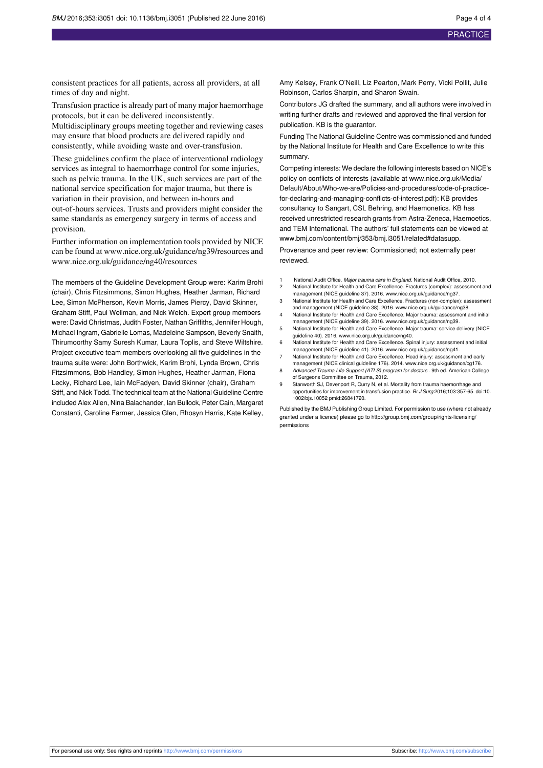consistent practices for all patients, across all providers, at all times of day and night.

Transfusion practice is already part of many major haemorrhage protocols, but it can be delivered inconsistently. Multidisciplinary groups meeting together and reviewing cases may ensure that blood products are delivered rapidly and consistently, while avoiding waste and over-transfusion.

These guidelines confirm the place of interventional radiology services as integral to haemorrhage control for some injuries, such as pelvic trauma. In the UK, such services are part of the national service specification for major trauma, but there is variation in their provision, and between in-hours and out-of-hours services. Trusts and providers might consider the same standards as emergency surgery in terms of access and provision.

Further information on implementation tools provided by NICE can be found at www.nice.org.uk/guidance/ng39/resources and www.nice.org.uk/guidance/ng40/resources

The members of the Guideline Development Group were: Karim Brohi (chair), Chris Fitzsimmons, Simon Hughes, Heather Jarman, Richard Lee, Simon McPherson, Kevin Morris, James Piercy, David Skinner, Graham Stiff, Paul Wellman, and Nick Welch. Expert group members were: David Christmas, Judith Foster, Nathan Griffiths, Jennifer Hough, Michael Ingram, Gabrielle Lomas, Madeleine Sampson, Beverly Snaith, Thirumoorthy Samy Suresh Kumar, Laura Toplis, and Steve Wiltshire. Project executive team members overlooking all five guidelines in the trauma suite were: John Borthwick, Karim Brohi, Lynda Brown, Chris Fitzsimmons, Bob Handley, Simon Hughes, Heather Jarman, Fiona Lecky, Richard Lee, Iain McFadyen, David Skinner (chair), Graham Stiff, and Nick Todd. The technical team at the National Guideline Centre included Alex Allen, Nina Balachander, Ian Bullock, Peter Cain, Margaret Constanti, Caroline Farmer, Jessica Glen, Rhosyn Harris, Kate Kelley, Amy Kelsey, Frank O'Neill, Liz Pearton, Mark Perry, Vicki Pollit, Julie Robinson, Carlos Sharpin, and Sharon Swain.

Contributors JG drafted the summary, and all authors were involved in writing further drafts and reviewed and approved the final version for publication. KB is the guarantor.

Funding The National Guideline Centre was commissioned and funded by the National Institute for Health and Care Excellence to write this summary.

Competing interests: We declare the following interests based on NICE's policy on conflicts of interests (available at www.nice.org.uk/Media/Default/About/Who-we-are/Policies-and-procedures/code-of-practice-for-declaring-and-managing-conflicts-of-interest.pdf): KB provides consultancy to Sangart, CSL Behring, and Haemonetics. KB has received unrestricted research grants from Astra-Zeneca, Haemoetics, and TEM International. The authors' full statements can be viewed at www.bmj.com/content/bmj/353/bmj.i3051/related#datasupp.

Provenance and peer review: Commissioned; not externally peer reviewed.

1. National Audit Office. *Major trauma care in England*. National Audit Office, 2010.
2. National Institute for Health and Care Excellence. Fractures (complex): assessment and management (NICE guideline 37). 2016. www.nice.org.uk/guidance/ng37.
3. National Institute for Health and Care Excellence. Fractures (non-complex): assessment and management (NICE guideline 38). 2016. www.nice.org.uk/guidance/ng38.
4. National Institute for Health and Care Excellence. Major trauma: assessment and initial management (NICE guideline 39). 2016. www.nice.org.uk/guidance/ng39.
5. National Institute for Health and Care Excellence. Major trauma: service delivery (NICE guideline 40). 2016. www.nice.org.uk/guidance/ng40.
6. National Institute for Health and Care Excellence. Spinal injury: assessment and initial management (NICE guideline 41). 2016. www.nice.org.uk/guidance/ng41.
7. National Institute for Health and Care Excellence. Head injury: assessment and early management (NICE clinical guideline 176). 2014. www.nice.org.uk/guidance/cg176.
8. *Advanced Trauma Life Support (ATLS) program for doctors* . 9th ed. American College of Surgeons Committee on Trauma, 2012.
9. Stanworth SJ, Davenport R, Curry N, et al. Mortality from trauma haemorrhage and opportunities for improvement in transfusion practice. *Br J Surg* 2016;103:357-65. doi:10.1002/bjs.10052 pmid:26841720.

Published by the BMJ Publishing Group Limited. For permission to use (where not already granted under a licence) please go to http://group.bmj.com/group/rights-licensing/permissions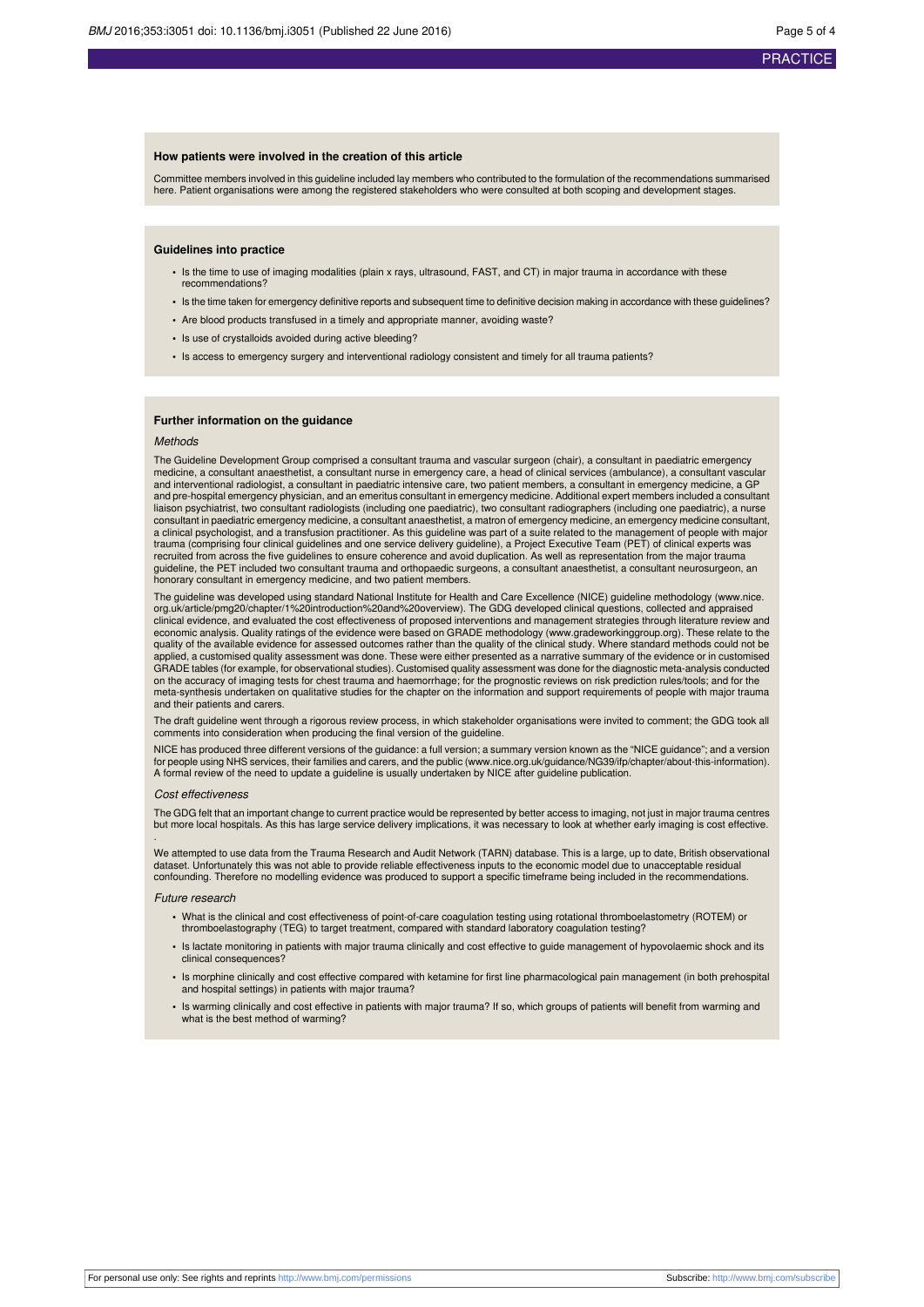### How patients were involved in the creation of this article

Committee members involved in this guideline included lay members who contributed to the formulation of the recommendations summarised here. Patient organisations were among the registered stakeholders who were consulted at both scoping and development stages.

### Guidelines into practice

- Is the time to use of imaging modalities (plain x rays, ultrasound, FAST, and CT) in major trauma in accordance with these recommendations?
- Is the time taken for emergency definitive reports and subsequent time to definitive decision making in accordance with these guidelines?
- Are blood products transfused in a timely and appropriate manner, avoiding waste?
- Is use of crystalloids avoided during active bleeding?
- Is access to emergency surgery and interventional radiology consistent and timely for all trauma patients?

### Further information on the guidance

#### *Methods*

The Guideline Development Group comprised a consultant trauma and vascular surgeon (chair), a consultant in paediatric emergency medicine, a consultant anaesthetist, a consultant nurse in emergency care, a head of clinical services (ambulance), a consultant vascular and interventional radiologist, a consultant in paediatric intensive care, two patient members, a consultant in emergency medicine, a GP and pre-hospital emergency physician, and an emeritus consultant in emergency medicine. Additional expert members included a consultant liaison psychiatrist, two consultant radiologists (including one paediatric), two consultant radiographers (including one paediatric), a nurse consultant in paediatric emergency medicine, a consultant anaesthetist, a matron of emergency medicine, an emergency medicine consultant, a clinical psychologist, and a transfusion practitioner. As this guideline was part of a suite related to the management of people with major trauma (comprising four clinical guidelines and one service delivery guideline), a Project Executive Team (PET) of clinical experts was recruited from across the five guidelines to ensure coherence and avoid duplication. As well as representation from the major trauma guideline, the PET included two consultant trauma and orthopaedic surgeons, a consultant anaesthetist, a consultant neurosurgeon, an honorary consultant in emergency medicine, and two patient members.

The guideline was developed using standard National Institute for Health and Care Excellence (NICE) guideline methodology (www.nice.org.uk/article/pmg20/chapter/1%20introduction%20and%20overview). The GDG developed clinical questions, collected and appraised clinical evidence, and evaluated the cost effectiveness of proposed interventions and management strategies through literature review and economic analysis. Quality ratings of the evidence were based on GRADE methodology (www.gradeworkinggroup.org). These relate to the quality of the available evidence for assessed outcomes rather than the quality of the clinical study. Where standard methods could not be applied, a customised quality assessment was done. These were either presented as a narrative summary of the evidence or in customised GRADE tables (for example, for observational studies). Customised quality assessment was done for the diagnostic meta-analysis conducted on the accuracy of imaging tests for chest trauma and haemorrhage; for the prognostic reviews on risk prediction rules/tools; and for the meta-synthesis undertaken on qualitative studies for the chapter on the information and support requirements of people with major trauma and their patients and carers.

The draft guideline went through a rigorous review process, in which stakeholder organisations were invited to comment; the GDG took all comments into consideration when producing the final version of the guideline.

NICE has produced three different versions of the guidance: a full version; a summary version known as the "NICE guidance"; and a version for people using NHS services, their families and carers, and the public (www.nice.org.uk/guidance/NG39/ifp/chapter/about-this-information). A formal review of the need to update a guideline is usually undertaken by NICE after guideline publication.

#### *Cost effectiveness*

The GDG felt that an important change to current practice would be represented by better access to imaging, not just in major trauma centres but more local hospitals. As this has large service delivery implications, it was necessary to look at whether early imaging is cost effective.

We attempted to use data from the Trauma Research and Audit Network (TARN) database. This is a large, up to date, British observational dataset. Unfortunately this was not able to provide reliable effectiveness inputs to the economic model due to unacceptable residual confounding. Therefore no modelling evidence was produced to support a specific timeframe being included in the recommendations.

#### *Future research*

- What is the clinical and cost effectiveness of point-of-care coagulation testing using rotational thromboelastometry (ROTEM) or thromboelastography (TEG) to target treatment, compared with standard laboratory coagulation testing?
- Is lactate monitoring in patients with major trauma clinically and cost effective to guide management of hypovolaemic shock and its clinical consequences?
- Is morphine clinically and cost effective compared with ketamine for first line pharmacological pain management (in both prehospital and hospital settings) in patients with major trauma?
- Is warming clinically and cost effective in patients with major trauma? If so, which groups of patients will benefit from warming and what is the best method of warming?